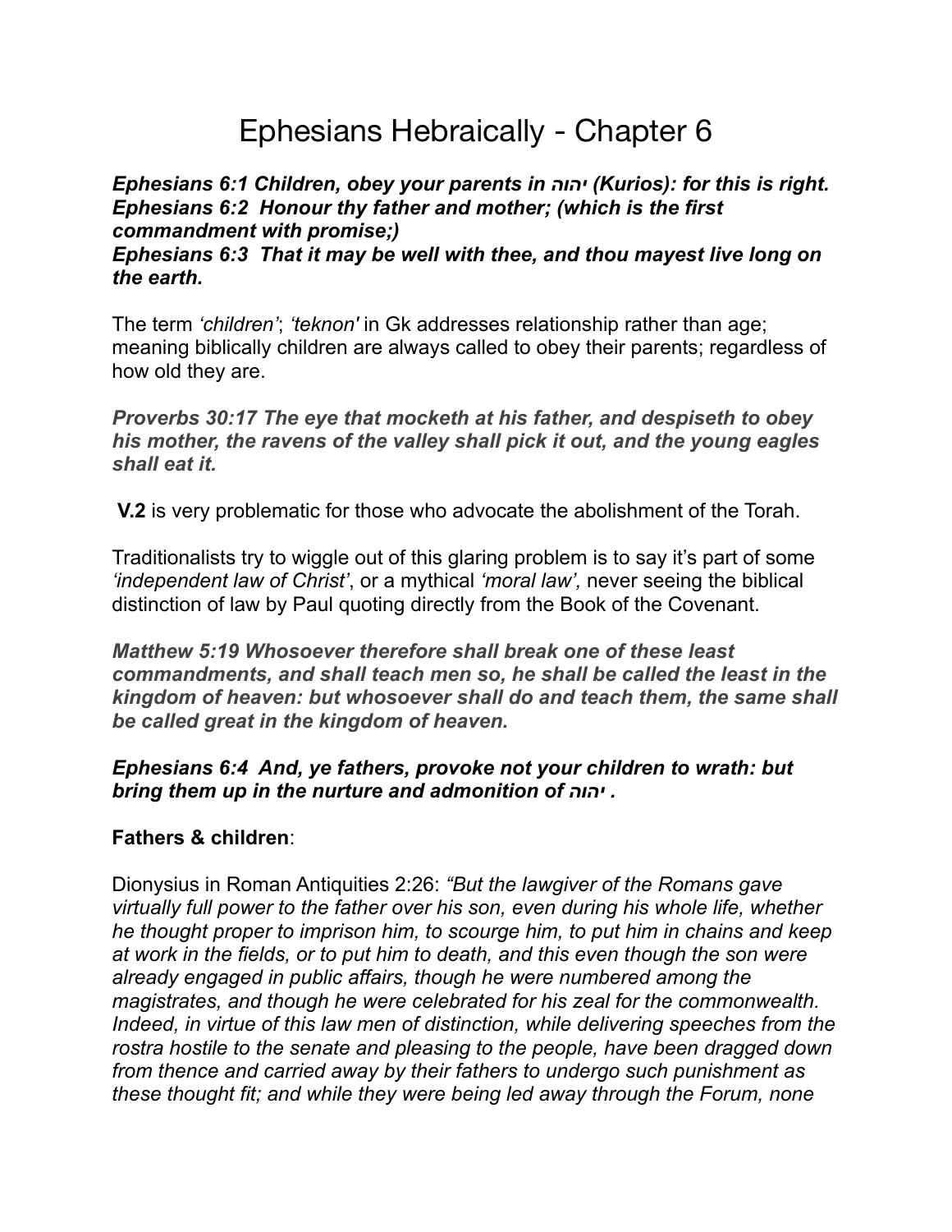# Ephesians Hebraically - Chapter 6

***Ephesians 6:1 Children, obey your parents in יהוה (Kurios): for this is right.***
***Ephesians 6:2 Honour thy father and mother; (which is the first commandment with promise;)***
***Ephesians 6:3 That it may be well with thee, and thou mayest live long on the earth.***

The term *'children'*; *'teknon'* in Gk addresses relationship rather than age; meaning biblically children are always called to obey their parents; regardless of how old they are.

***Proverbs 30:17 The eye that mocketh at his father, and despiseth to obey his mother, the ravens of the valley shall pick it out, and the young eagles shall eat it.***

**V.2** is very problematic for those who advocate the abolishment of the Torah.

Traditionalists try to wiggle out of this glaring problem is to say it's part of some *'independent law of Christ'*, or a mythical *'moral law',* never seeing the biblical distinction of law by Paul quoting directly from the Book of the Covenant.

***Matthew 5:19 Whosoever therefore shall break one of these least commandments, and shall teach men so, he shall be called the least in the kingdom of heaven: but whosoever shall do and teach them, the same shall be called great in the kingdom of heaven.***

***Ephesians 6:4 And, ye fathers, provoke not your children to wrath: but bring them up in the nurture and admonition of יהוה .***

**Fathers & children**:

Dionysius in Roman Antiquities 2:26: *"But the lawgiver of the Romans gave virtually full power to the father over his son, even during his whole life, whether he thought proper to imprison him, to scourge him, to put him in chains and keep at work in the fields, or to put him to death, and this even though the son were already engaged in public affairs, though he were numbered among the magistrates, and though he were celebrated for his zeal for the commonwealth. Indeed, in virtue of this law men of distinction, while delivering speeches from the rostra hostile to the senate and pleasing to the people, have been dragged down from thence and carried away by their fathers to undergo such punishment as these thought fit; and while they were being led away through the Forum, none*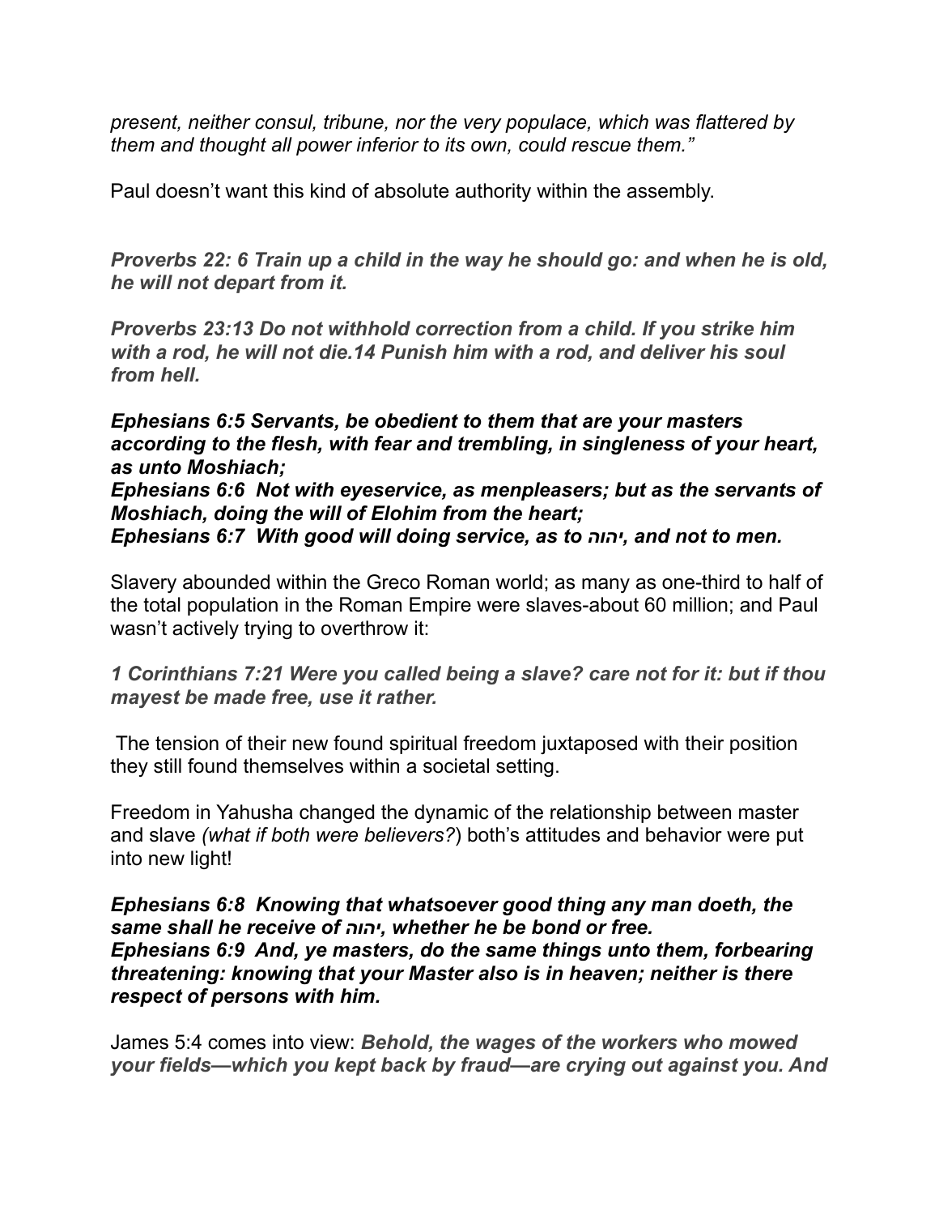*present, neither consul, tribune, nor the very populace, which was flattered by them and thought all power inferior to its own, could rescue them."*

Paul doesn't want this kind of absolute authority within the assembly.

***Proverbs 22: 6 Train up a child in the way he should go: and when he is old, he will not depart from it.***

***Proverbs 23:13 Do not withhold correction from a child. If you strike him with a rod, he will not die.14 Punish him with a rod, and deliver his soul from hell.***

***Ephesians 6:5 Servants, be obedient to them that are your masters according to the flesh, with fear and trembling, in singleness of your heart, as unto Moshiach;***
***Ephesians 6:6 Not with eyeservice, as menpleasers; but as the servants of Moshiach, doing the will of Elohim from the heart;***
***Ephesians 6:7 With good will doing service, as to יהוה, and not to men.***

Slavery abounded within the Greco Roman world; as many as one-third to half of the total population in the Roman Empire were slaves-about 60 million; and Paul wasn't actively trying to overthrow it:

***1 Corinthians 7:21 Were you called being a slave? care not for it: but if thou mayest be made free, use it rather.***

The tension of their new found spiritual freedom juxtaposed with their position they still found themselves within a societal setting.

Freedom in Yahusha changed the dynamic of the relationship between master and slave *(what if both were believers?*) both's attitudes and behavior were put into new light!

***Ephesians 6:8 Knowing that whatsoever good thing any man doeth, the same shall he receive of יהוה, whether he be bond or free.***
***Ephesians 6:9 And, ye masters, do the same things unto them, forbearing threatening: knowing that your Master also is in heaven; neither is there respect of persons with him.***

James 5:4 comes into view: ***Behold, the wages of the workers who mowed your fields—which you kept back by fraud—are crying out against you. And***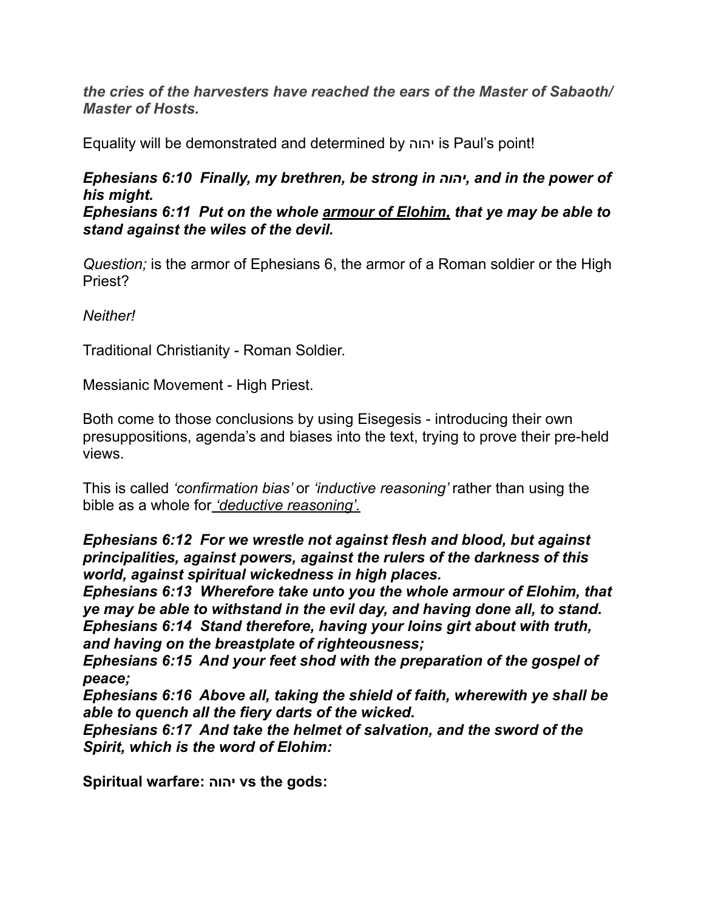***the cries of the harvesters have reached the ears of the Master of Sabaoth/ Master of Hosts.***

Equality will be demonstrated and determined by יהוה is Paul's point!

***Ephesians 6:10 Finally, my brethren, be strong in יהוה, and in the power of his might.***
***Ephesians 6:11 Put on the whole <u>armour of Elohim,</u> that ye may be able to stand against the wiles of the devil.***

*Question;* is the armor of Ephesians 6, the armor of a Roman soldier or the High Priest?

*Neither!*

Traditional Christianity - Roman Soldier.

Messianic Movement - High Priest.

Both come to those conclusions by using Eisegesis - introducing their own presuppositions, agenda's and biases into the text, trying to prove their pre-held views.

This is called *'confirmation bias'* or *'inductive reasoning'* rather than using the bible as a whole for *<u>'deductive reasoning'.</u>*

***Ephesians 6:12 For we wrestle not against flesh and blood, but against principalities, against powers, against the rulers of the darkness of this world, against spiritual wickedness in high places.***
***Ephesians 6:13 Wherefore take unto you the whole armour of Elohim, that ye may be able to withstand in the evil day, and having done all, to stand.***
***Ephesians 6:14 Stand therefore, having your loins girt about with truth, and having on the breastplate of righteousness;***
***Ephesians 6:15 And your feet shod with the preparation of the gospel of peace;***
***Ephesians 6:16 Above all, taking the shield of faith, wherewith ye shall be able to quench all the fiery darts of the wicked.***
***Ephesians 6:17 And take the helmet of salvation, and the sword of the Spirit, which is the word of Elohim:***

**Spiritual warfare: יהוה vs the gods:**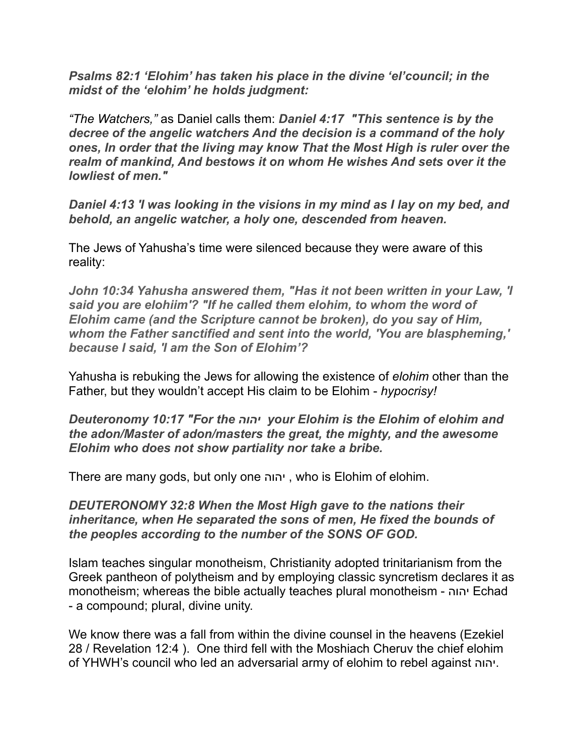***Psalms 82:1 'Elohim' has taken his place in the divine 'el'council; in the midst of the 'elohim' he holds judgment:***

*"The Watchers,"* as Daniel calls them: ***Daniel 4:17 "This sentence is by the decree of the angelic watchers And the decision is a command of the holy ones, In order that the living may know That the Most High is ruler over the realm of mankind, And bestows it on whom He wishes And sets over it the lowliest of men."***

***Daniel 4:13 'I was looking in the visions in my mind as I lay on my bed, and behold, an angelic watcher, a holy one, descended from heaven.***

The Jews of Yahusha's time were silenced because they were aware of this reality:

***John 10:34 Yahusha answered them, "Has it not been written in your Law, 'I said you are elohiim'? "If he called them elohim, to whom the word of Elohim came (and the Scripture cannot be broken), do you say of Him, whom the Father sanctified and sent into the world, 'You are blaspheming,' because I said, 'I am the Son of Elohim'?***

Yahusha is rebuking the Jews for allowing the existence of *elohim* other than the Father, but they wouldn't accept His claim to be Elohim - *hypocrisy!*

***Deuteronomy 10:17 "For the יהוה your Elohim is the Elohim of elohim and the adon/Master of adon/masters the great, the mighty, and the awesome Elohim who does not show partiality nor take a bribe.***

There are many gods, but only one יהוה , who is Elohim of elohim.

***DEUTERONOMY 32:8 When the Most High gave to the nations their inheritance, when He separated the sons of men, He fixed the bounds of the peoples according to the number of the SONS OF GOD.***

Islam teaches singular monotheism, Christianity adopted trinitarianism from the Greek pantheon of polytheism and by employing classic syncretism declares it as monotheism; whereas the bible actually teaches plural monotheism - יהוה Echad - a compound; plural, divine unity.

We know there was a fall from within the divine counsel in the heavens (Ezekiel 28 / Revelation 12:4 ). One third fell with the Moshiach Cheruv the chief elohim of YHWH's council who led an adversarial army of elohim to rebel against יהוה.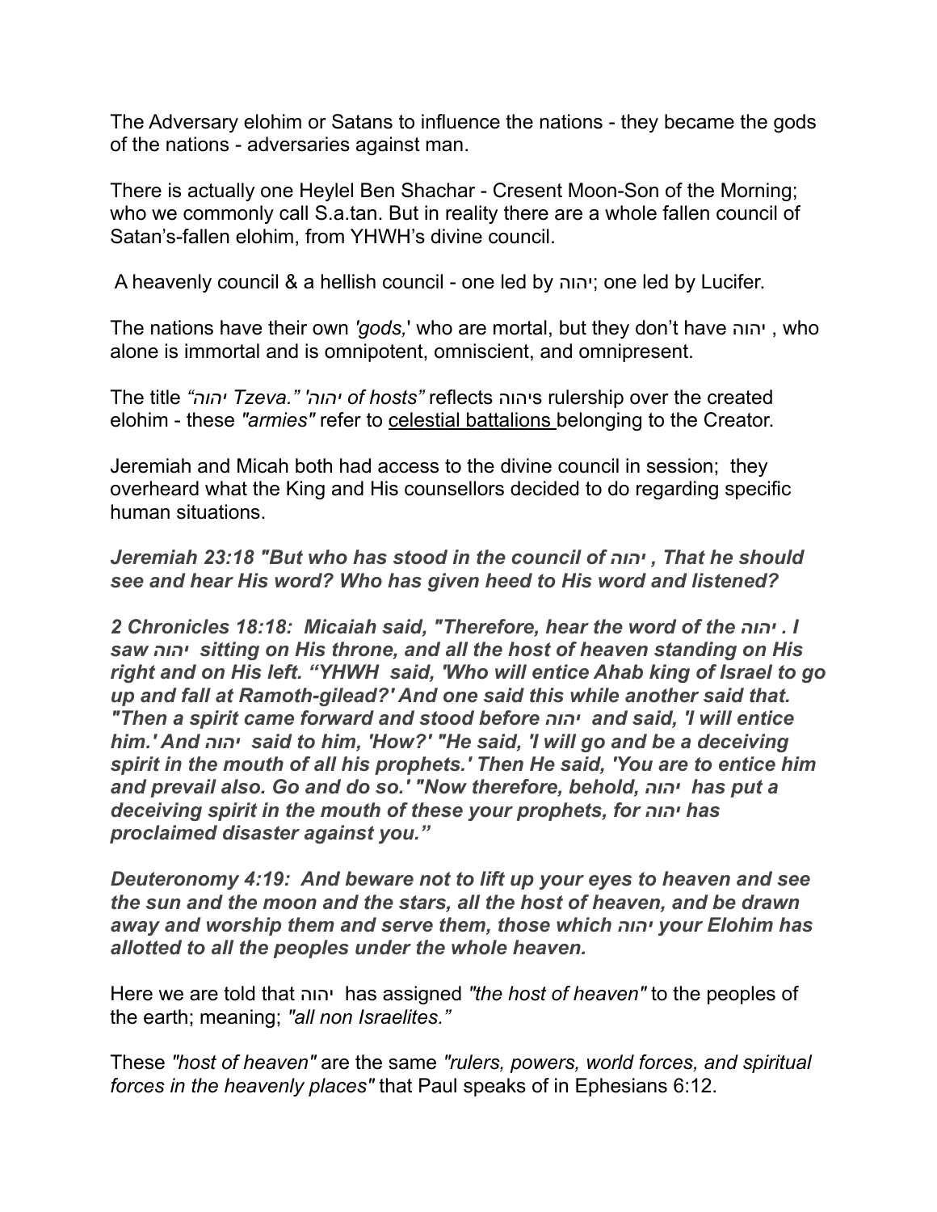The Adversary elohim or Satans to influence the nations - they became the gods of the nations - adversaries against man.

There is actually one Heylel Ben Shachar - Cresent Moon-Son of the Morning; who we commonly call S.a.tan. But in reality there are a whole fallen council of Satan's-fallen elohim, from YHWH's divine council.

A heavenly council & a hellish council - one led by יהוה; one led by Lucifer.

The nations have their own *'gods,'* who are mortal, but they don't have יהוה , who alone is immortal and is omnipotent, omniscient, and omnipresent.

The title *"יהוה Tzeva." 'יהוה of hosts"* reflects יהוהs rulership over the created elohim - these *"armies"* refer to <u>celestial battalions</u> belonging to the Creator.

Jeremiah and Micah both had access to the divine council in session; they overheard what the King and His counsellors decided to do regarding specific human situations.

***Jeremiah 23:18 "But who has stood in the council of יהוה , That he should see and hear His word? Who has given heed to His word and listened?***

***2 Chronicles 18:18: Micaiah said, "Therefore, hear the word of the יהוה . I saw יהוה sitting on His throne, and all the host of heaven standing on His right and on His left. "YHWH said, 'Who will entice Ahab king of Israel to go up and fall at Ramoth-gilead?' And one said this while another said that. "Then a spirit came forward and stood before יהוה and said, 'I will entice him.' And יהוה said to him, 'How?' "He said, 'I will go and be a deceiving spirit in the mouth of all his prophets.' Then He said, 'You are to entice him and prevail also. Go and do so.' "Now therefore, behold, יהוה has put a deceiving spirit in the mouth of these your prophets, for יהוה has proclaimed disaster against you."***

***Deuteronomy 4:19: And beware not to lift up your eyes to heaven and see the sun and the moon and the stars, all the host of heaven, and be drawn away and worship them and serve them, those which יהוה your Elohim has allotted to all the peoples under the whole heaven.***

Here we are told that יהוה has assigned *"the host of heaven"* to the peoples of the earth; meaning; *"all non Israelites."*

These *"host of heaven"* are the same *"rulers, powers, world forces, and spiritual forces in the heavenly places"* that Paul speaks of in Ephesians 6:12.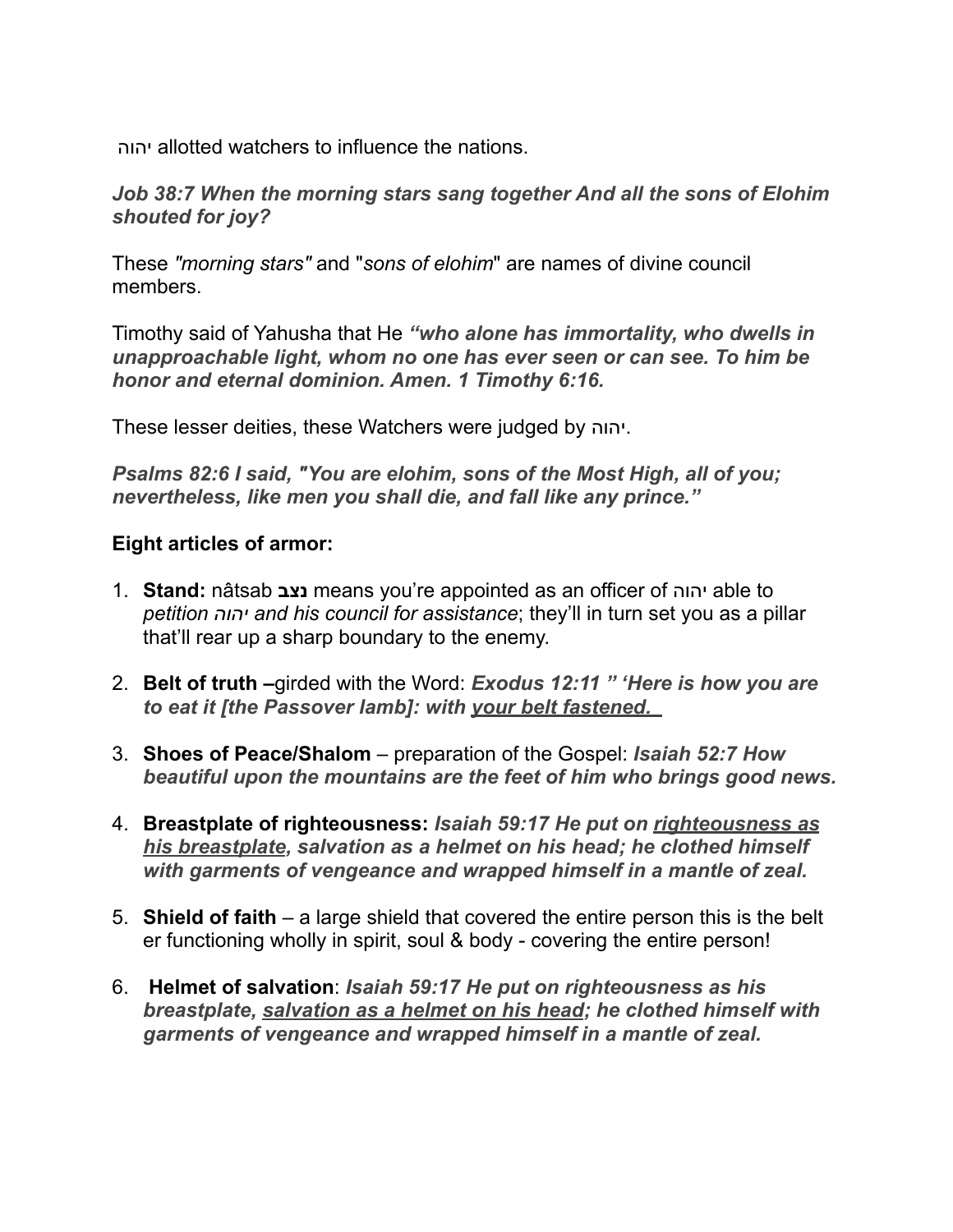יהוה allotted watchers to influence the nations.

***Job 38:7 When the morning stars sang together And all the sons of Elohim shouted for joy?***

These *"morning stars"* and "*sons of elohim*" are names of divine council members.

Timothy said of Yahusha that He ***"who alone has immortality, who dwells in unapproachable light, whom no one has ever seen or can see. To him be honor and eternal dominion. Amen. 1 Timothy 6:16.***

These lesser deities, these Watchers were judged by יהוה.

***Psalms 82:6 I said, "You are elohim, sons of the Most High, all of you; nevertheless, like men you shall die, and fall like any prince."***

**Eight articles of armor:**

1. **Stand:** nâtsab **נצב** means you're appointed as an officer of יהוה able to *petition יהוה and his council for assistance*; they'll in turn set you as a pillar that'll rear up a sharp boundary to the enemy.

2. **Belt of truth –**girded with the Word: ***Exodus 12:11 " 'Here is how you are to eat it [the Passover lamb]: with <u>your belt fastened.</u>***

3. **Shoes of Peace/Shalom** – preparation of the Gospel: ***Isaiah 52:7 How beautiful upon the mountains are the feet of him who brings good news.***

4. **Breastplate of righteousness:** ***Isaiah 59:17 He put on <u>righteousness as his breastplate</u>, salvation as a helmet on his head; he clothed himself with garments of vengeance and wrapped himself in a mantle of zeal.***

5. **Shield of faith** – a large shield that covered the entire person this is the belt er functioning wholly in spirit, soul & body - covering the entire person!

6. **Helmet of salvation**: ***Isaiah 59:17 He put on righteousness as his breastplate, <u>salvation as a helmet on his head</u>; he clothed himself with garments of vengeance and wrapped himself in a mantle of zeal.***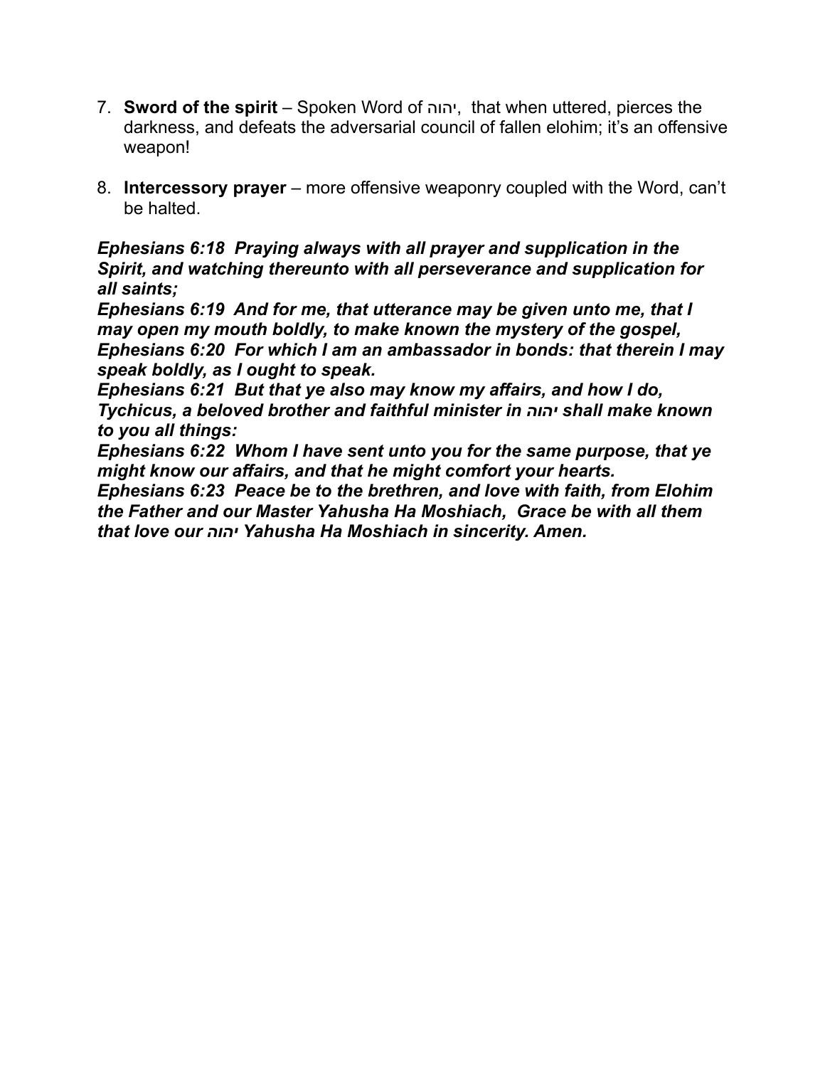7. **Sword of the spirit** – Spoken Word of יהוה, that when uttered, pierces the darkness, and defeats the adversarial council of fallen elohim; it's an offensive weapon!

8. **Intercessory prayer** – more offensive weaponry coupled with the Word, can't be halted.

***Ephesians 6:18 Praying always with all prayer and supplication in the Spirit, and watching thereunto with all perseverance and supplication for all saints;***
***Ephesians 6:19 And for me, that utterance may be given unto me, that I may open my mouth boldly, to make known the mystery of the gospel,***
***Ephesians 6:20 For which I am an ambassador in bonds: that therein I may speak boldly, as I ought to speak.***
***Ephesians 6:21 But that ye also may know my affairs, and how I do, Tychicus, a beloved brother and faithful minister in יהוה shall make known to you all things:***
***Ephesians 6:22 Whom I have sent unto you for the same purpose, that ye might know our affairs, and that he might comfort your hearts.***
***Ephesians 6:23 Peace be to the brethren, and love with faith, from Elohim the Father and our Master Yahusha Ha Moshiach, Grace be with all them that love our יהוה Yahusha Ha Moshiach in sincerity. Amen.***